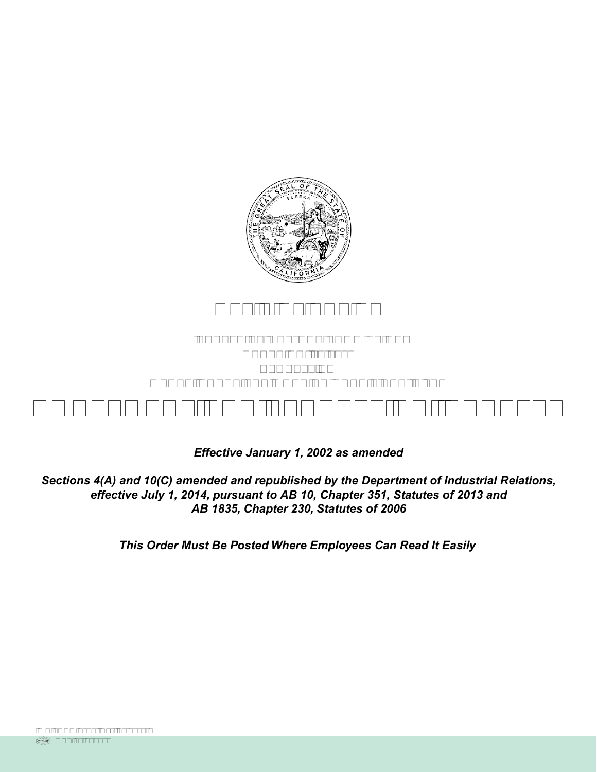*Effective January 1, 2002 as amended*

*Sections 4(A) and 10(C) amended and republished by the Department of Industrial Relations, effective July 1, 2014, pursuant to AB 10, Chapter 351, Statutes of 2013 and AB 1835, Chapter 230, Statutes of 2006*

*This Order Must Be Posted Where Employees Can Read It Easily*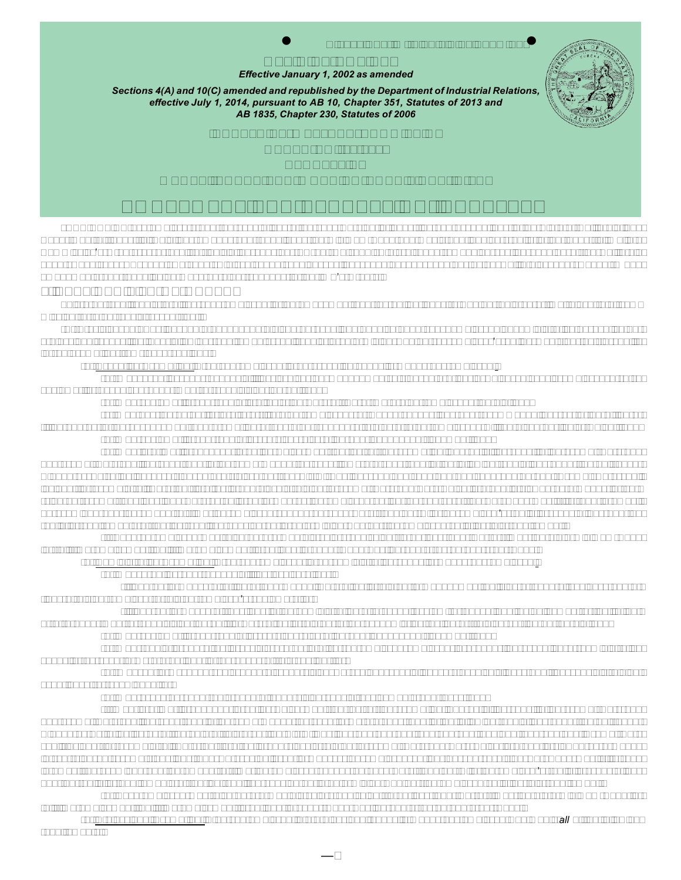*Effective January 1, 2002 as amended*

*Sections 4(A) and 10(C) amended and republished by the Department of Industrial Relations, effective July 1, 2014, pursuant to AB 10, Chapter 351, Statutes of 2013 and AB 1835, Chapter 230, Statutes of 2006*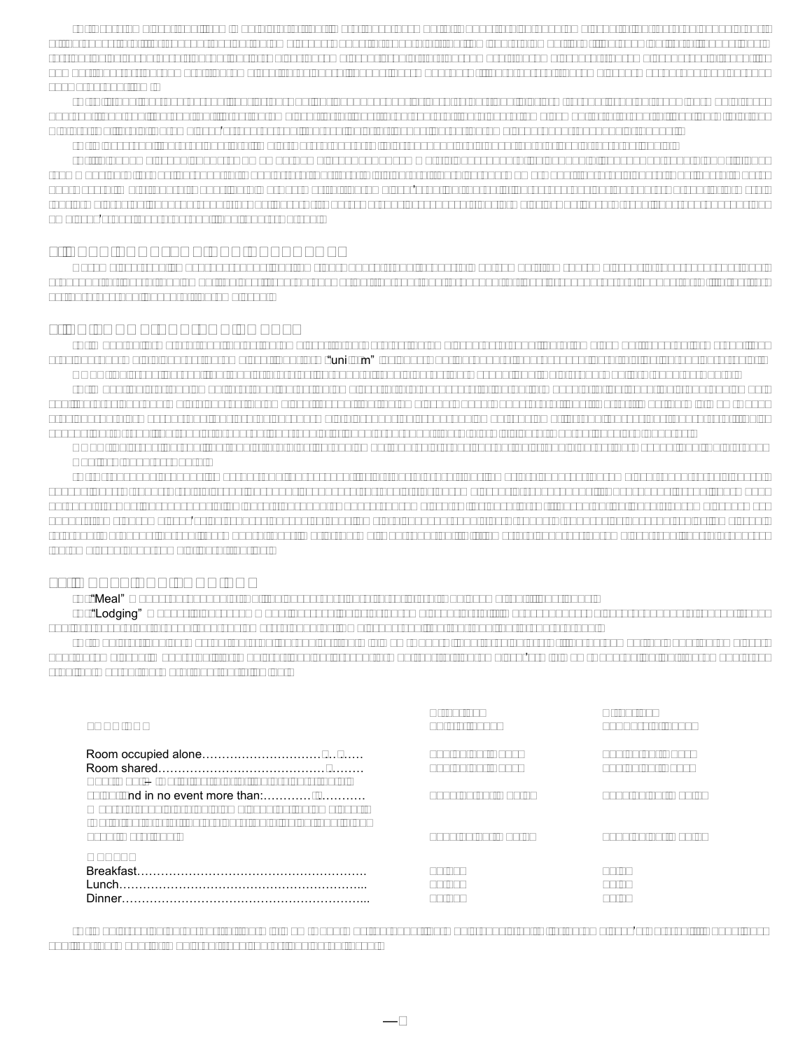"uni m"

"Meal"

"Lodging"

| | | |
|---|---|---|
| Room occupied alone………………………… | | |
| Room shared…………………………………… | | |
| nd in no event more than:………………… | | |
| Breakfast………………………………………… | | |
| Lunch……………………………………………… | | |
| Dinner…………………………………………… | | |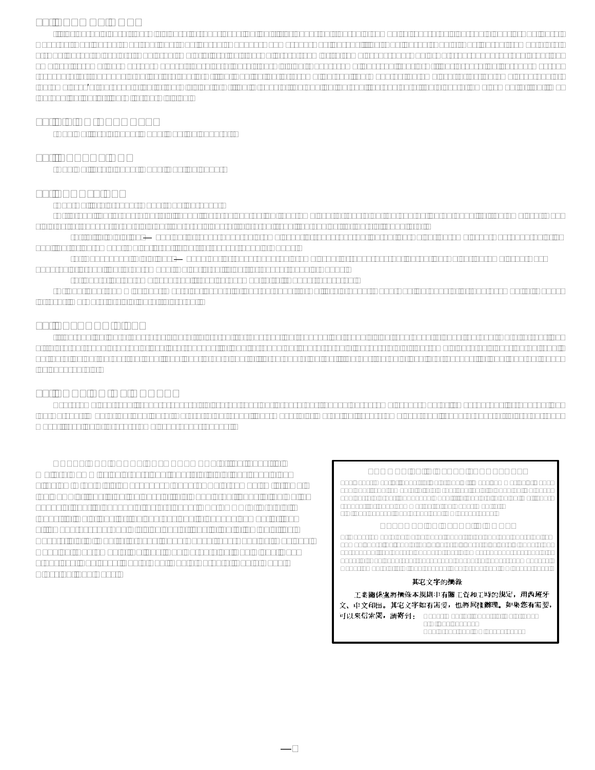其它文字的摘錄

工業關係處將摘錄本規則中有關工資和工時的規定，用西班牙文、中文印出。其它文字如有需要，也將同樣辦理。如果您有需要，可以來信索閱，請寄到：